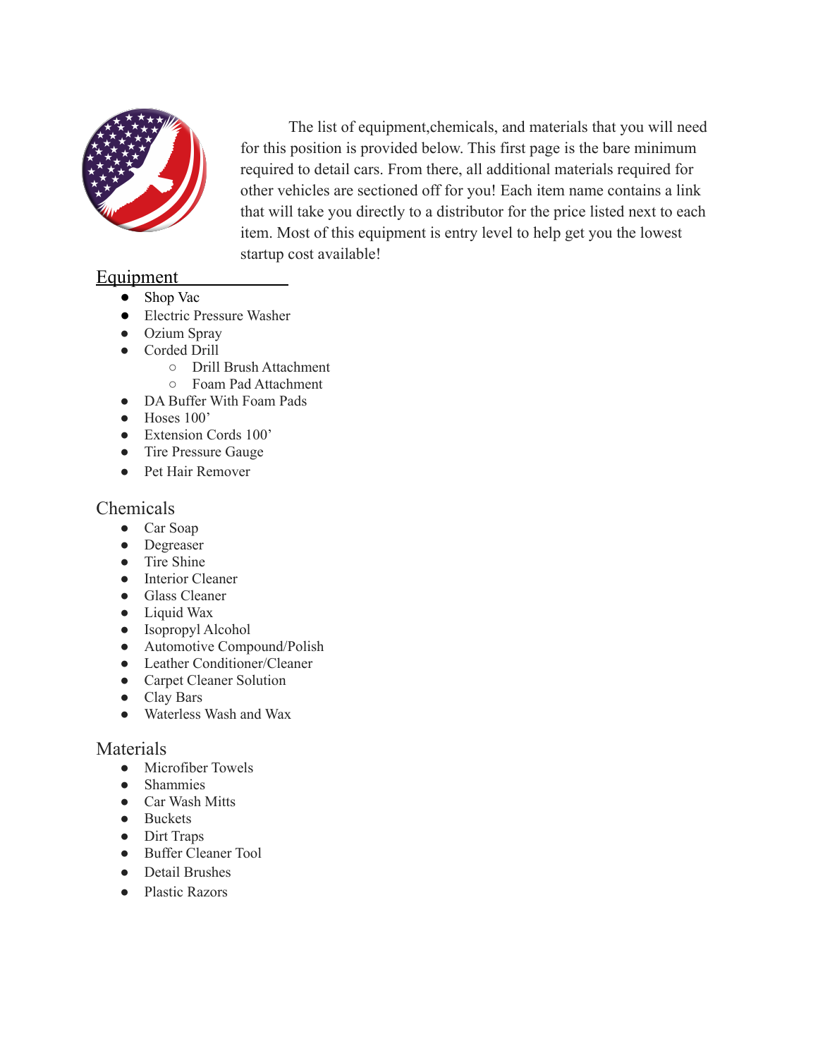The list of equipment,chemicals, and materials that you will need for this position is provided below. This first page is the bare minimum required to detail cars. From there, all additional materials required for other vehicles are sectioned off for you! Each item name contains a link that will take you directly to a distributor for the price listed next to each item. Most of this equipment is entry level to help get you the lowest startup cost available!

## Equipment

- Shop Vac
- Electric Pressure Washer
- Ozium Spray
- Corded Drill
  - Drill Brush Attachment
  - Foam Pad Attachment
- DA Buffer With Foam Pads
- Hoses 100'
- Extension Cords 100'
- Tire Pressure Gauge
- Pet Hair Remover

## Chemicals

- Car Soap
- Degreaser
- Tire Shine
- Interior Cleaner
- Glass Cleaner
- Liquid Wax
- Isopropyl Alcohol
- Automotive Compound/Polish
- Leather Conditioner/Cleaner
- Carpet Cleaner Solution
- Clay Bars
- Waterless Wash and Wax

## Materials

- Microfiber Towels
- Shammies
- Car Wash Mitts
- Buckets
- Dirt Traps
- Buffer Cleaner Tool
- Detail Brushes
- Plastic Razors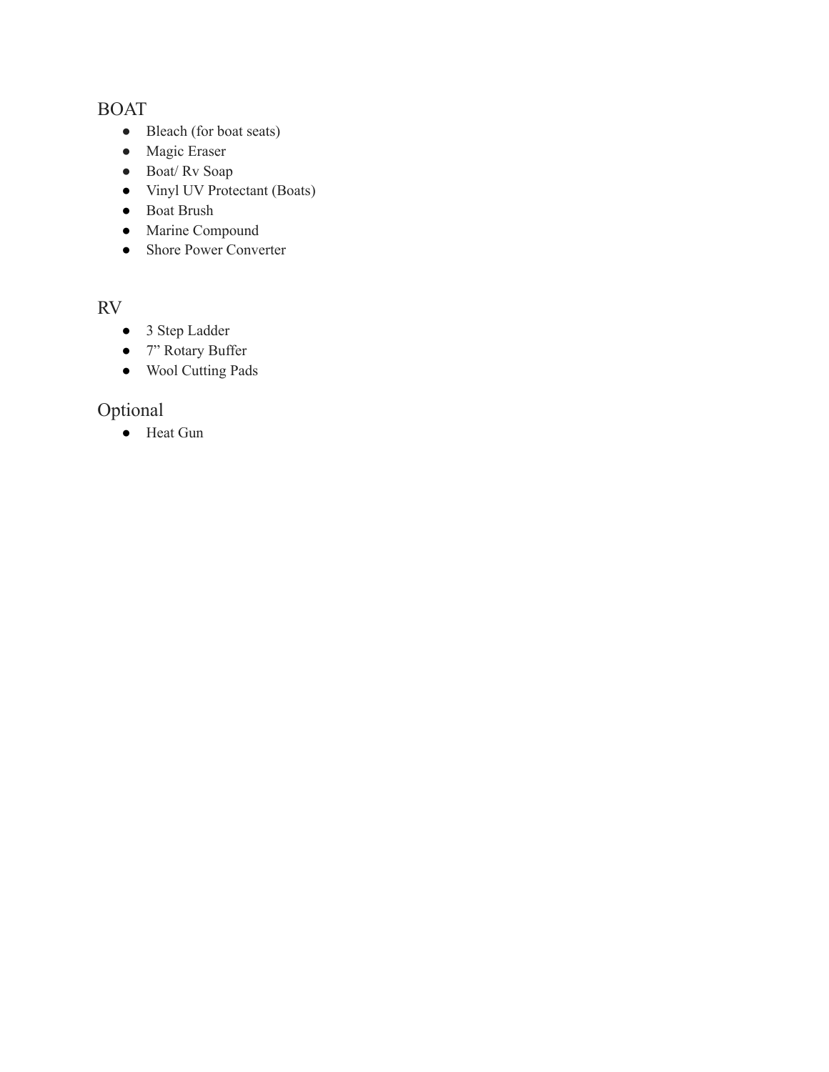## BOAT

- Bleach (for boat seats)
- Magic Eraser
- Boat/ Rv Soap
- Vinyl UV Protectant (Boats)
- Boat Brush
- Marine Compound
- Shore Power Converter

## RV

- 3 Step Ladder
- 7” Rotary Buffer
- Wool Cutting Pads

## Optional

- Heat Gun